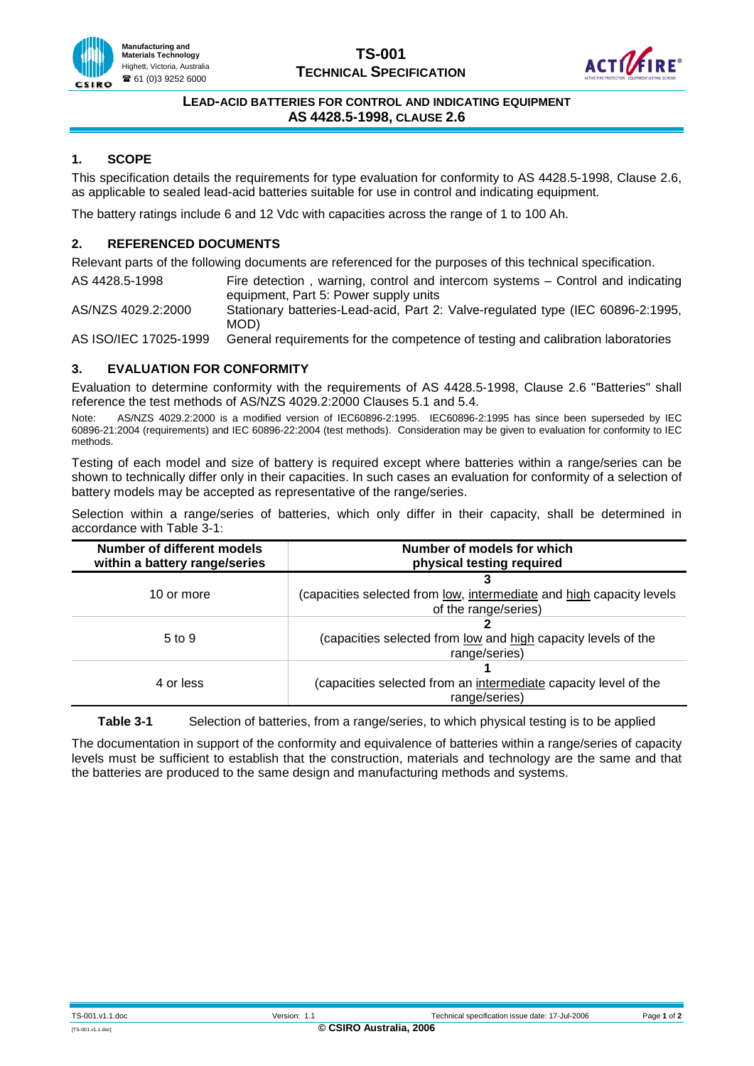# TS-001 TECHNICAL SPECIFICATION

## LEAD-ACID BATTERIES FOR CONTROL AND INDICATING EQUIPMENT AS 4428.5-1998, CLAUSE 2.6

## 1. SCOPE

This specification details the requirements for type evaluation for conformity to AS 4428.5-1998, Clause 2.6, as applicable to sealed lead-acid batteries suitable for use in control and indicating equipment.

The battery ratings include 6 and 12 Vdc with capacities across the range of 1 to 100 Ah.

## 2. REFERENCED DOCUMENTS

Relevant parts of the following documents are referenced for the purposes of this technical specification.

| | |
|---|---|
| AS 4428.5-1998 | Fire detection , warning, control and intercom systems – Control and indicating equipment, Part 5: Power supply units |
| AS/NZS 4029.2:2000 | Stationary batteries-Lead-acid, Part 2: Valve-regulated type (IEC 60896-2:1995, MOD) |
| AS ISO/IEC 17025-1999 | General requirements for the competence of testing and calibration laboratories |

## 3. EVALUATION FOR CONFORMITY

Evaluation to determine conformity with the requirements of AS 4428.5-1998, Clause 2.6 "Batteries" shall reference the test methods of AS/NZS 4029.2:2000 Clauses 5.1 and 5.4.

Note: AS/NZS 4029.2:2000 is a modified version of IEC60896-2:1995. IEC60896-2:1995 has since been superseded by IEC 60896-21:2004 (requirements) and IEC 60896-22:2004 (test methods). Consideration may be given to evaluation for conformity to IEC methods.

Testing of each model and size of battery is required except where batteries within a range/series can be shown to technically differ only in their capacities. In such cases an evaluation for conformity of a selection of battery models may be accepted as representative of the range/series.

Selection within a range/series of batteries, which only differ in their capacity, shall be determined in accordance with Table 3-1:

| Number of different models within a battery range/series | Number of models for which physical testing required |
|---|---|
| 10 or more | **3** (capacities selected from low, intermediate and high capacity levels of the range/series) |
| 5 to 9 | **2** (capacities selected from low and high capacity levels of the range/series) |
| 4 or less | **1** (capacities selected from an intermediate capacity level of the range/series) |

**Table 3-1** Selection of batteries, from a range/series, to which physical testing is to be applied

The documentation in support of the conformity and equivalence of batteries within a range/series of capacity levels must be sufficient to establish that the construction, materials and technology are the same and that the batteries are produced to the same design and manufacturing methods and systems.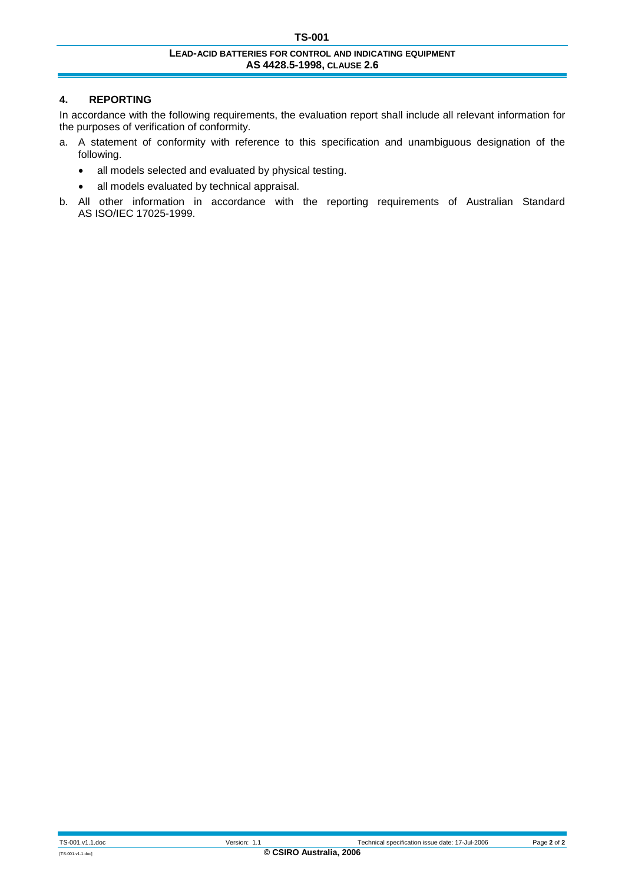## 4. REPORTING

In accordance with the following requirements, the evaluation report shall include all relevant information for the purposes of verification of conformity.

a. A statement of conformity with reference to this specification and unambiguous designation of the following.
   - all models selected and evaluated by physical testing.
   - all models evaluated by technical appraisal.
b. All other information in accordance with the reporting requirements of Australian Standard AS ISO/IEC 17025-1999.